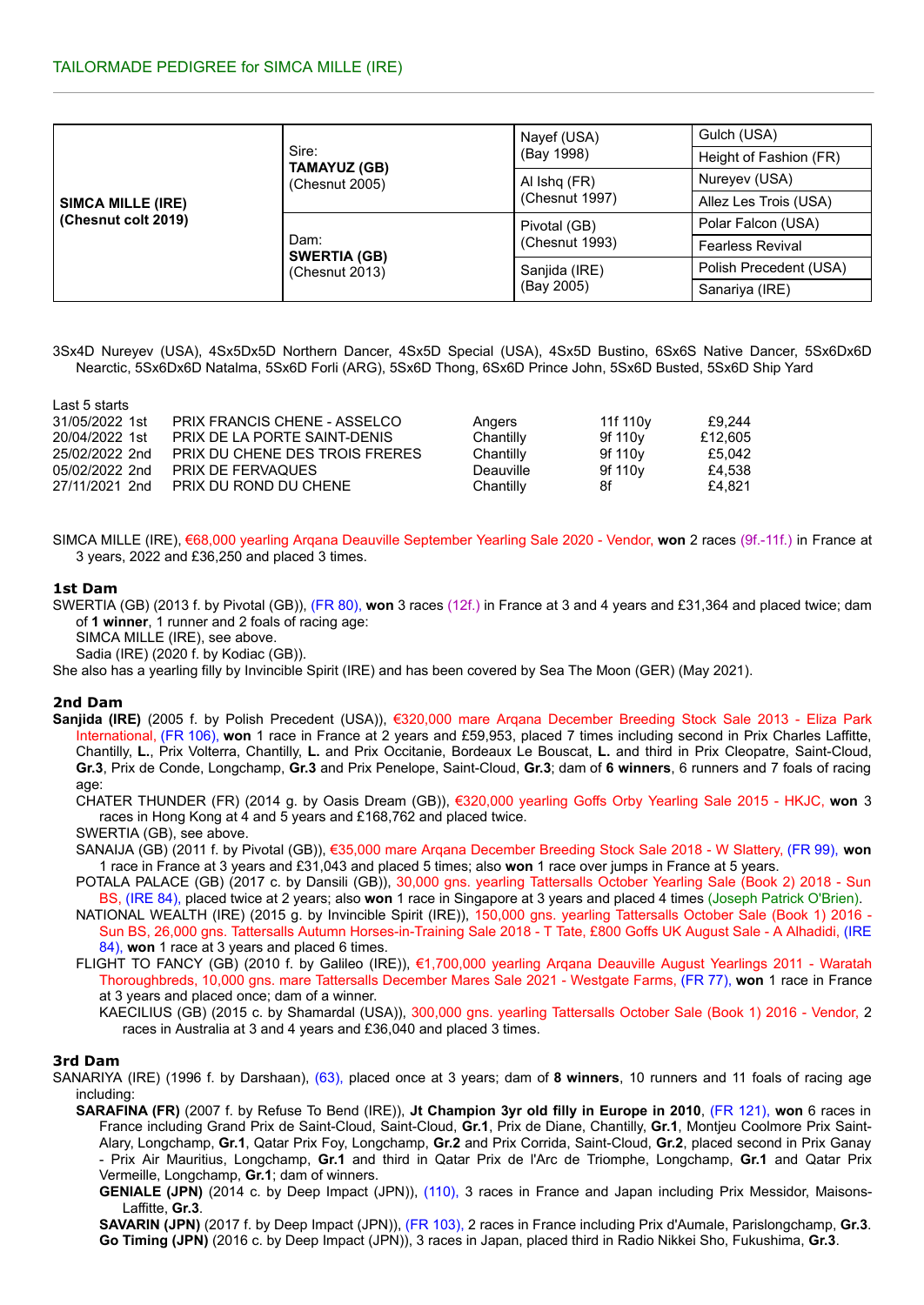TAILORMADE PEDIGREE for SIMCA MILLE (IRE)

| | | | |
|---|---|---|---|
| **SIMCA MILLE (IRE)** (Chesnut colt 2019) | Sire: **TAMAYUZ (GB)** (Chesnut 2005) | Nayef (USA) (Bay 1998) | Gulch (USA) |
| | | | Height of Fashion (FR) |
| | | Al Ishq (FR) (Chesnut 1997) | Nureyev (USA) |
| | | | Allez Les Trois (USA) |
| | Dam: **SWERTIA (GB)** (Chesnut 2013) | Pivotal (GB) (Chesnut 1993) | Polar Falcon (USA) |
| | | | Fearless Revival |
| | | Sanjida (IRE) (Bay 2005) | Polish Precedent (USA) |
| | | | Sanariya (IRE) |

3Sx4D Nureyev (USA), 4Sx5Dx5D Northern Dancer, 4Sx5D Special (USA), 4Sx5D Bustino, 6Sx6S Native Dancer, 5Sx6Dx6D Nearctic, 5Sx6Dx6D Natalma, 5Sx6D Forli (ARG), 5Sx6D Thong, 6Sx6D Prince John, 5Sx6D Busted, 5Sx6D Ship Yard

Last 5 starts

| | | | | | |
|---|---|---|---|---|---|
| 31/05/2022 | 1st | PRIX FRANCIS CHENE - ASSELCO | Angers | 11f 110y | £9,244 |
| 20/04/2022 | 1st | PRIX DE LA PORTE SAINT-DENIS | Chantilly | 9f 110y | £12,605 |
| 25/02/2022 | 2nd | PRIX DU CHENE DES TROIS FRERES | Chantilly | 9f 110y | £5,042 |
| 05/02/2022 | 2nd | PRIX DE FERVAQUES | Deauville | 9f 110y | £4,538 |
| 27/11/2021 | 2nd | PRIX DU ROND DU CHENE | Chantilly | 8f | £4,821 |

SIMCA MILLE (IRE), €68,000 yearling Arqana Deauville September Yearling Sale 2020 - Vendor, **won** 2 races (9f.-11f.) in France at 3 years, 2022 and £36,250 and placed 3 times.

### 1st Dam

SWERTIA (GB) (2013 f. by Pivotal (GB)), (FR 80), **won** 3 races (12f.) in France at 3 and 4 years and £31,364 and placed twice; dam of **1 winner**, 1 runner and 2 foals of racing age:

- SIMCA MILLE (IRE), see above.
- Sadia (IRE) (2020 f. by Kodiac (GB)).

She also has a yearling filly by Invincible Spirit (IRE) and has been covered by Sea The Moon (GER) (May 2021).

### 2nd Dam

**Sanjida (IRE)** (2005 f. by Polish Precedent (USA)), €320,000 mare Arqana December Breeding Stock Sale 2013 - Eliza Park International, (FR 106), **won** 1 race in France at 2 years and £59,953, placed 7 times including second in Prix Charles Laffitte, Chantilly, **L.**, Prix Volterra, Chantilly, **L.** and Prix Occitanie, Bordeaux Le Bouscat, **L.** and third in Prix Cleopatre, Saint-Cloud, **Gr.3**, Prix de Conde, Longchamp, **Gr.3** and Prix Penelope, Saint-Cloud, **Gr.3**; dam of **6 winners**, 6 runners and 7 foals of racing age:

- CHATER THUNDER (FR) (2014 g. by Oasis Dream (GB)), €320,000 yearling Goffs Orby Yearling Sale 2015 - HKJC, **won** 3 races in Hong Kong at 4 and 5 years and £168,762 and placed twice.
- SWERTIA (GB), see above.
- SANAIJA (GB) (2011 f. by Pivotal (GB)), €35,000 mare Arqana December Breeding Stock Sale 2018 - W Slattery, (FR 99), **won** 1 race in France at 3 years and £31,043 and placed 5 times; also **won** 1 race over jumps in France at 5 years.
- POTALA PALACE (GB) (2017 c. by Dansili (GB)), 30,000 gns. yearling Tattersalls October Yearling Sale (Book 2) 2018 - Sun BS, (IRE 84), placed twice at 2 years; also **won** 1 race in Singapore at 3 years and placed 4 times (Joseph Patrick O'Brien).
- NATIONAL WEALTH (IRE) (2015 g. by Invincible Spirit (IRE)), 150,000 gns. yearling Tattersalls October Sale (Book 1) 2016 - Sun BS, 26,000 gns. Tattersalls Autumn Horses-in-Training Sale 2018 - T Tate, £800 Goffs UK August Sale - A Alhadidi, (IRE 84), **won** 1 race at 3 years and placed 6 times.
- FLIGHT TO FANCY (GB) (2010 f. by Galileo (IRE)), €1,700,000 yearling Arqana Deauville August Yearlings 2011 - Waratah Thoroughbreds, 10,000 gns. mare Tattersalls December Mares Sale 2021 - Westgate Farms, (FR 77), **won** 1 race in France at 3 years and placed once; dam of a winner.
  - KAECILIUS (GB) (2015 c. by Shamardal (USA)), 300,000 gns. yearling Tattersalls October Sale (Book 1) 2016 - Vendor, 2 races in Australia at 3 and 4 years and £36,040 and placed 3 times.

### 3rd Dam

SANARIYA (IRE) (1996 f. by Darshaan), (63), placed once at 3 years; dam of **8 winners**, 10 runners and 11 foals of racing age including:

- **SARAFINA (FR)** (2007 f. by Refuse To Bend (IRE)), **Jt Champion 3yr old filly in Europe in 2010**, (FR 121), **won** 6 races in France including Grand Prix de Saint-Cloud, Saint-Cloud, **Gr.1**, Prix de Diane, Chantilly, **Gr.1**, Montjeu Coolmore Prix Saint-Alary, Longchamp, **Gr.1**, Qatar Prix Foy, Longchamp, **Gr.2** and Prix Corrida, Saint-Cloud, **Gr.2**, placed second in Prix Ganay - Prix Air Mauritius, Longchamp, **Gr.1** and third in Qatar Prix de l'Arc de Triomphe, Longchamp, **Gr.1** and Qatar Prix Vermeille, Longchamp, **Gr.1**; dam of winners.
  - **GENIALE (JPN)** (2014 c. by Deep Impact (JPN)), (110), 3 races in France and Japan including Prix Messidor, Maisons-Laffitte, **Gr.3**.
  - **SAVARIN (JPN)** (2017 f. by Deep Impact (JPN)), (FR 103), 2 races in France including Prix d'Aumale, Parislongchamp, **Gr.3**.
  - **Go Timing (JPN)** (2016 c. by Deep Impact (JPN)), 3 races in Japan, placed third in Radio Nikkei Sho, Fukushima, **Gr.3**.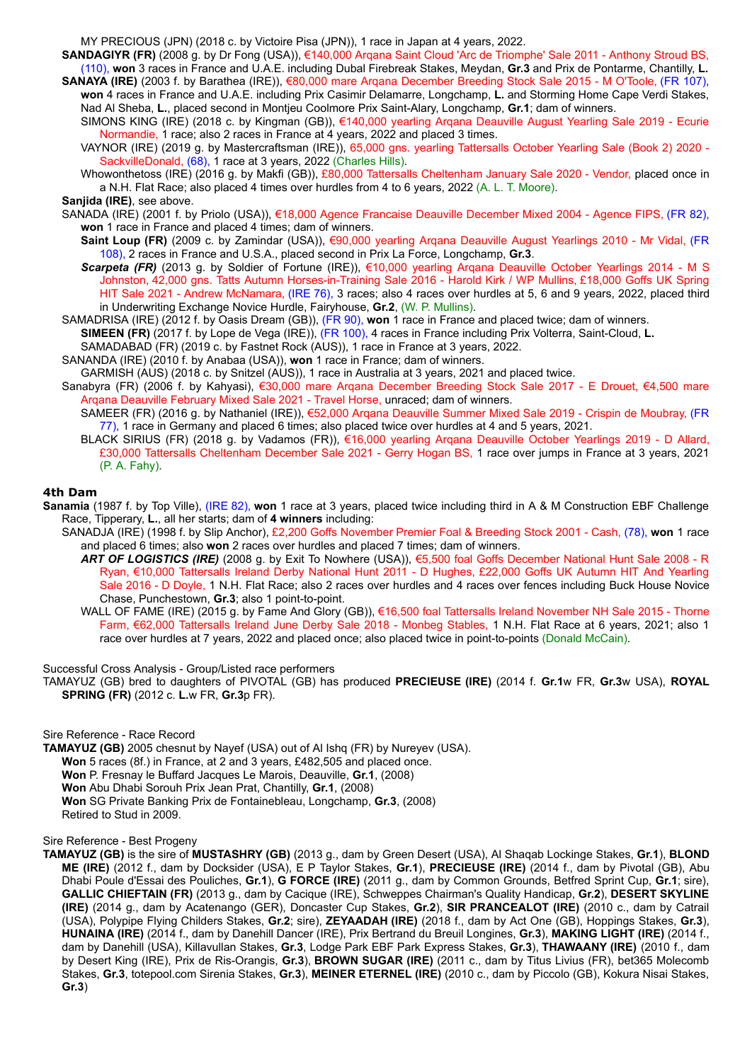MY PRECIOUS (JPN) (2018 c. by Victoire Pisa (JPN)), 1 race in Japan at 4 years, 2022.

**SANDAGIYR (FR)** (2008 g. by Dr Fong (USA)), €140,000 Arqana Saint Cloud 'Arc de Triomphe' Sale 2011 - Anthony Stroud BS, (110), **won** 3 races in France and U.A.E. including Dubal Firebreak Stakes, Meydan, **Gr.3** and Prix de Pontarme, Chantilly, **L.**

**SANAYA (IRE)** (2003 f. by Barathea (IRE)), €80,000 mare Arqana December Breeding Stock Sale 2015 - M O'Toole, (FR 107), **won** 4 races in France and U.A.E. including Prix Casimir Delamarre, Longchamp, **L.** and Storming Home Cape Verdi Stakes, Nad Al Sheba, **L.**, placed second in Montjeu Coolmore Prix Saint-Alary, Longchamp, **Gr.1**; dam of winners.

SIMONS KING (IRE) (2018 c. by Kingman (GB)), €140,000 yearling Arqana Deauville August Yearling Sale 2019 - Ecurie Normandie, 1 race; also 2 races in France at 4 years, 2022 and placed 3 times.

VAYNOR (IRE) (2019 g. by Mastercraftsman (IRE)), 65,000 gns. yearling Tattersalls October Yearling Sale (Book 2) 2020 - SackvilleDonald, (68), 1 race at 3 years, 2022 (Charles Hills).

Whowonthetoss (IRE) (2016 g. by Makfi (GB)), £80,000 Tattersalls Cheltenham January Sale 2020 - Vendor, placed once in a N.H. Flat Race; also placed 4 times over hurdles from 4 to 6 years, 2022 (A. L. T. Moore).

**Sanjida (IRE)**, see above.

SANADA (IRE) (2001 f. by Priolo (USA)), €18,000 Agence Francaise Deauville December Mixed 2004 - Agence FIPS, (FR 82), **won** 1 race in France and placed 4 times; dam of winners.

**Saint Loup (FR)** (2009 c. by Zamindar (USA)), €90,000 yearling Arqana Deauville August Yearlings 2010 - Mr Vidal, (FR 108), 2 races in France and U.S.A., placed second in Prix La Force, Longchamp, **Gr.3**.

***Scarpeta (FR)*** (2013 g. by Soldier of Fortune (IRE)), €10,000 yearling Arqana Deauville October Yearlings 2014 - M S Johnston, 42,000 gns. Tatts Autumn Horses-in-Training Sale 2016 - Harold Kirk / WP Mullins, £18,000 Goffs UK Spring HIT Sale 2021 - Andrew McNamara, (IRE 76), 3 races; also 4 races over hurdles at 5, 6 and 9 years, 2022, placed third in Underwriting Exchange Novice Hurdle, Fairyhouse, **Gr.2**, (W. P. Mullins).

SAMADRISA (IRE) (2012 f. by Oasis Dream (GB)), (FR 90), **won** 1 race in France and placed twice; dam of winners.

**SIMEEN (FR)** (2017 f. by Lope de Vega (IRE)), (FR 100), 4 races in France including Prix Volterra, Saint-Cloud, **L.**

SAMADABAD (FR) (2019 c. by Fastnet Rock (AUS)), 1 race in France at 3 years, 2022.

SANANDA (IRE) (2010 f. by Anabaa (USA)), **won** 1 race in France; dam of winners.

GARMISH (AUS) (2018 c. by Snitzel (AUS)), 1 race in Australia at 3 years, 2021 and placed twice.

Sanabyra (FR) (2006 f. by Kahyasi), €30,000 mare Arqana December Breeding Stock Sale 2017 - E Drouet, €4,500 mare Arqana Deauville February Mixed Sale 2021 - Travel Horse, unraced; dam of winners.

SAMEER (FR) (2016 g. by Nathaniel (IRE)), €52,000 Arqana Deauville Summer Mixed Sale 2019 - Crispin de Moubray, (FR 77), 1 race in Germany and placed 6 times; also placed twice over hurdles at 4 and 5 years, 2021.

BLACK SIRIUS (FR) (2018 g. by Vadamos (FR)), €16,000 yearling Arqana Deauville October Yearlings 2019 - D Allard, £30,000 Tattersalls Cheltenham December Sale 2021 - Gerry Hogan BS, 1 race over jumps in France at 3 years, 2021 (P. A. Fahy).

## 4th Dam

**Sanamia** (1987 f. by Top Ville), (IRE 82), **won** 1 race at 3 years, placed twice including third in A & M Construction EBF Challenge Race, Tipperary, **L.**, all her starts; dam of **4 winners** including:

SANADJA (IRE) (1998 f. by Slip Anchor), £2,200 Goffs November Premier Foal & Breeding Stock 2001 - Cash, (78), **won** 1 race and placed 6 times; also **won** 2 races over hurdles and placed 7 times; dam of winners.

***ART OF LOGISTICS (IRE)*** (2008 g. by Exit To Nowhere (USA)), €5,500 foal Goffs December National Hunt Sale 2008 - R Ryan, €10,000 Tattersalls Ireland Derby National Hunt 2011 - D Hughes, £22,000 Goffs UK Autumn HIT And Yearling Sale 2016 - D Doyle, 1 N.H. Flat Race; also 2 races over hurdles and 4 races over fences including Buck House Novice Chase, Punchestown, **Gr.3**; also 1 point-to-point.

WALL OF FAME (IRE) (2015 g. by Fame And Glory (GB)), €16,500 foal Tattersalls Ireland November NH Sale 2015 - Thorne Farm, €62,000 Tattersalls Ireland June Derby Sale 2018 - Monbeg Stables, 1 N.H. Flat Race at 6 years, 2021; also 1 race over hurdles at 7 years, 2022 and placed once; also placed twice in point-to-points (Donald McCain).

Successful Cross Analysis - Group/Listed race performers

TAMAYUZ (GB) bred to daughters of PIVOTAL (GB) has produced **PRECIEUSE (IRE)** (2014 f. **Gr.1**w FR, **Gr.3**w USA), **ROYAL SPRING (FR)** (2012 c. **L.**w FR, **Gr.3**p FR).

Sire Reference - Race Record

**TAMAYUZ (GB)** 2005 chesnut by Nayef (USA) out of Al Ishq (FR) by Nureyev (USA).
**Won** 5 races (8f.) in France, at 2 and 3 years, £482,505 and placed once.
**Won** P. Fresnay le Buffard Jacques Le Marois, Deauville, **Gr.1**, (2008)
**Won** Abu Dhabi Sorouh Prix Jean Prat, Chantilly, **Gr.1**, (2008)
**Won** SG Private Banking Prix de Fontainebleau, Longchamp, **Gr.3**, (2008)
Retired to Stud in 2009.

Sire Reference - Best Progeny

**TAMAYUZ (GB)** is the sire of **MUSTASHRY (GB)** (2013 g., dam by Green Desert (USA), Al Shaqab Lockinge Stakes, **Gr.1**), **BLOND ME (IRE)** (2012 f., dam by Docksider (USA), E P Taylor Stakes, **Gr.1**), **PRECIEUSE (IRE)** (2014 f., dam by Pivotal (GB), Abu Dhabi Poule d'Essai des Pouliches, **Gr.1**), **G FORCE (IRE)** (2011 g., dam by Common Grounds, Betfred Sprint Cup, **Gr.1**; sire), **GALLIC CHIEFTAIN (FR)** (2013 g., dam by Cacique (IRE), Schweppes Chairman's Quality Handicap, **Gr.2**), **DESERT SKYLINE (IRE)** (2014 g., dam by Acatenango (GER), Doncaster Cup Stakes, **Gr.2**), **SIR PRANCEALOT (IRE)** (2010 c., dam by Catrail (USA), Polypipe Flying Childers Stakes, **Gr.2**; sire), **ZEYAADAH (IRE)** (2018 f., dam by Act One (GB), Hoppings Stakes, **Gr.3**), **HUNAINA (IRE)** (2014 f., dam by Danehill Dancer (IRE), Prix Bertrand du Breuil Longines, **Gr.3**), **MAKING LIGHT (IRE)** (2014 f., dam by Danehill (USA), Killavullan Stakes, **Gr.3**, Lodge Park EBF Park Express Stakes, **Gr.3**), **THAWAANY (IRE)** (2010 f., dam by Desert King (IRE), Prix de Ris-Orangis, **Gr.3**), **BROWN SUGAR (IRE)** (2011 c., dam by Titus Livius (FR), bet365 Molecomb Stakes, **Gr.3**, totepool.com Sirenia Stakes, **Gr.3**), **MEINER ETERNEL (IRE)** (2010 c., dam by Piccolo (GB), Kokura Nisai Stakes, **Gr.3**)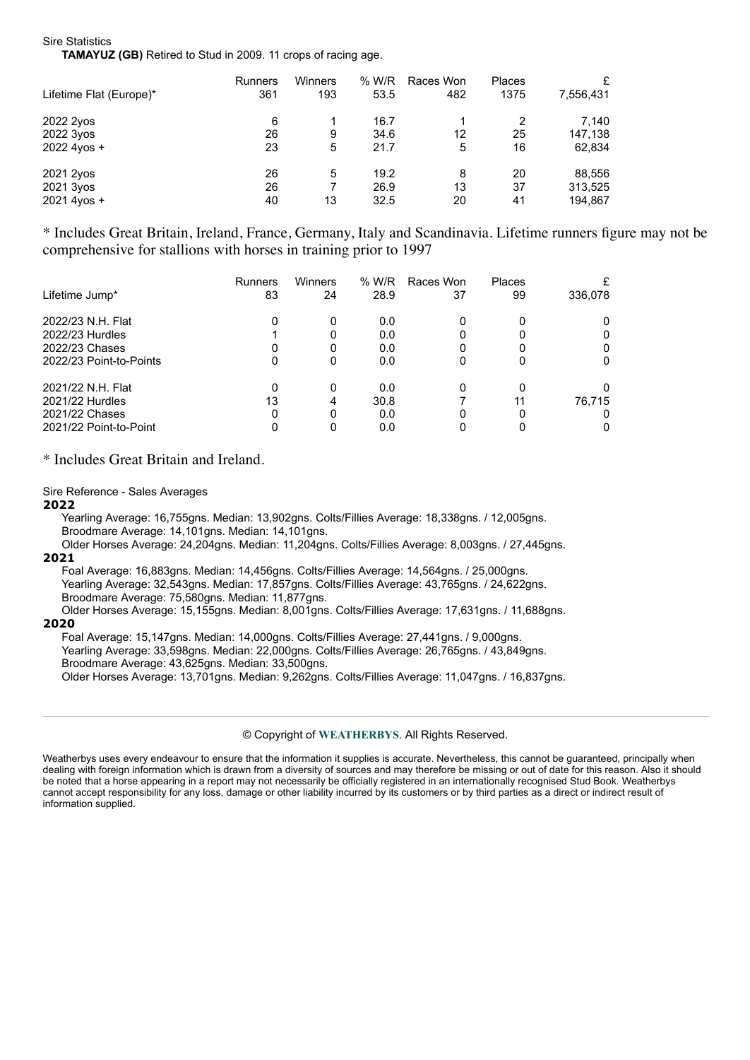Sire Statistics

**TAMAYUZ (GB)** Retired to Stud in 2009. 11 crops of racing age.

| | Runners | Winners | % W/R | Races Won | Places | £ |
|---|---|---|---|---|---|---|
| Lifetime Flat (Europe)* | 361 | 193 | 53.5 | 482 | 1375 | 7,556,431 |
| 2022 2yos | 6 | 1 | 16.7 | 1 | 2 | 7,140 |
| 2022 3yos | 26 | 9 | 34.6 | 12 | 25 | 147,138 |
| 2022 4yos + | 23 | 5 | 21.7 | 5 | 16 | 62,834 |
| 2021 2yos | 26 | 5 | 19.2 | 8 | 20 | 88,556 |
| 2021 3yos | 26 | 7 | 26.9 | 13 | 37 | 313,525 |
| 2021 4yos + | 40 | 13 | 32.5 | 20 | 41 | 194,867 |

* Includes Great Britain, Ireland, France, Germany, Italy and Scandinavia. Lifetime runners figure may not be comprehensive for stallions with horses in training prior to 1997

| | Runners | Winners | % W/R | Races Won | Places | £ |
|---|---|---|---|---|---|---|
| Lifetime Jump* | 83 | 24 | 28.9 | 37 | 99 | 336,078 |
| 2022/23 N.H. Flat | 0 | 0 | 0.0 | 0 | 0 | 0 |
| 2022/23 Hurdles | 1 | 0 | 0.0 | 0 | 0 | 0 |
| 2022/23 Chases | 0 | 0 | 0.0 | 0 | 0 | 0 |
| 2022/23 Point-to-Points | 0 | 0 | 0.0 | 0 | 0 | 0 |
| 2021/22 N.H. Flat | 0 | 0 | 0.0 | 0 | 0 | 0 |
| 2021/22 Hurdles | 13 | 4 | 30.8 | 7 | 11 | 76,715 |
| 2021/22 Chases | 0 | 0 | 0.0 | 0 | 0 | 0 |
| 2021/22 Point-to-Point | 0 | 0 | 0.0 | 0 | 0 | 0 |

* Includes Great Britain and Ireland.

Sire Reference - Sales Averages

**2022**

Yearling Average: 16,755gns. Median: 13,902gns. Colts/Fillies Average: 18,338gns. / 12,005gns.
Broodmare Average: 14,101gns. Median: 14,101gns.
Older Horses Average: 24,204gns. Median: 11,204gns. Colts/Fillies Average: 8,003gns. / 27,445gns.

**2021**

Foal Average: 16,883gns. Median: 14,456gns. Colts/Fillies Average: 14,564gns. / 25,000gns.
Yearling Average: 32,543gns. Median: 17,857gns. Colts/Fillies Average: 43,765gns. / 24,622gns.
Broodmare Average: 75,580gns. Median: 11,877gns.
Older Horses Average: 15,155gns. Median: 8,001gns. Colts/Fillies Average: 17,631gns. / 11,688gns.

**2020**

Foal Average: 15,147gns. Median: 14,000gns. Colts/Fillies Average: 27,441gns. / 9,000gns.
Yearling Average: 33,598gns. Median: 22,000gns. Colts/Fillies Average: 26,765gns. / 43,849gns.
Broodmare Average: 43,625gns. Median: 33,500gns.
Older Horses Average: 13,701gns. Median: 9,262gns. Colts/Fillies Average: 11,047gns. / 16,837gns.

---

© Copyright of **WEATHERBYS**. All Rights Reserved.

Weatherbys uses every endeavour to ensure that the information it supplies is accurate. Nevertheless, this cannot be guaranteed, principally when dealing with foreign information which is drawn from a diversity of sources and may therefore be missing or out of date for this reason. Also it should be noted that a horse appearing in a report may not necessarily be officially registered in an internationally recognised Stud Book. Weatherbys cannot accept responsibility for any loss, damage or other liability incurred by its customers or by third parties as a direct or indirect result of information supplied.